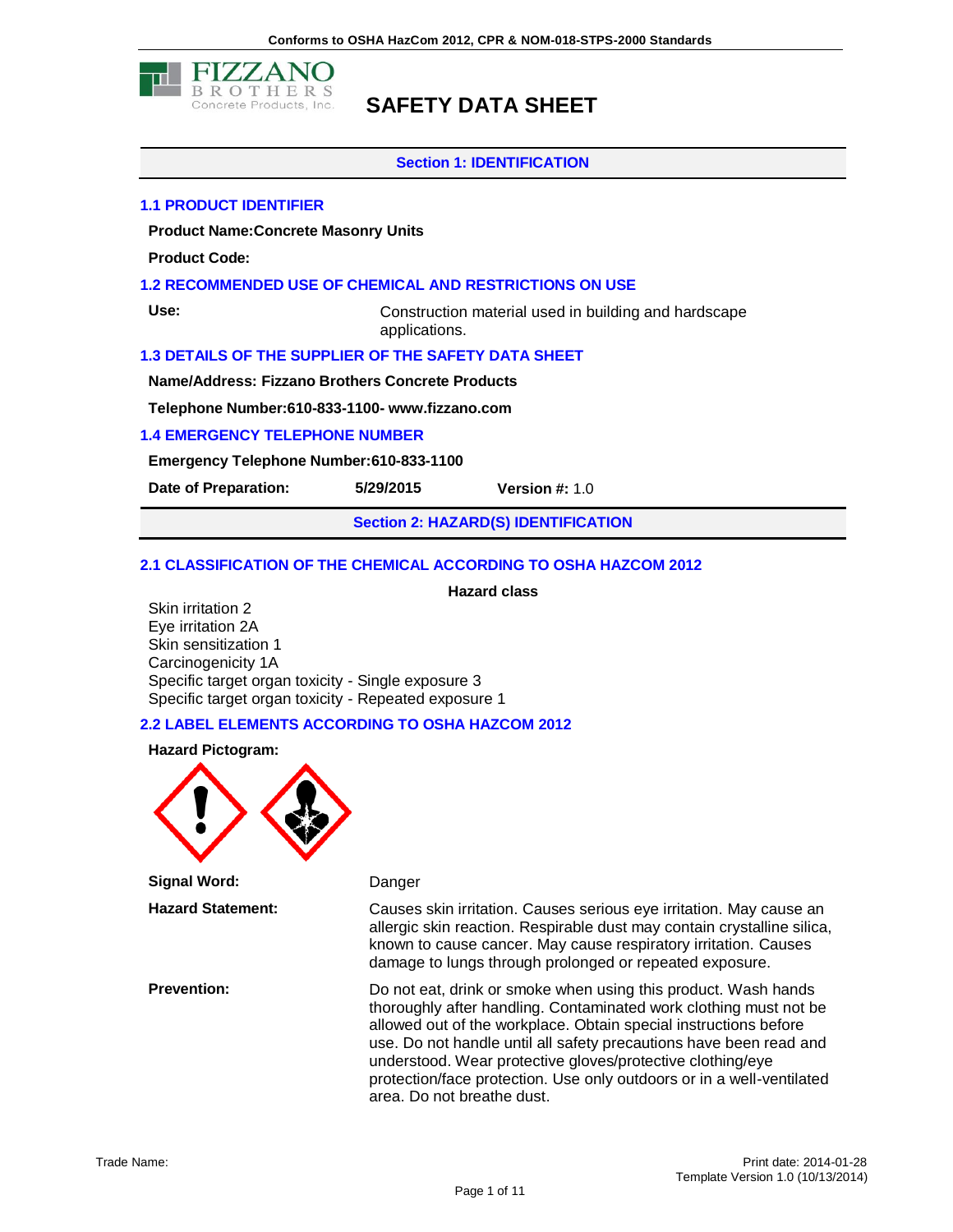Conforms to OSHA HazCom 2012, CPR & NOM-018-STPS-2000 Standards

FIZZANO BROTHERS Concrete Products, Inc.

# SAFETY DATA SHEET

## Section 1: IDENTIFICATION

### 1.1 PRODUCT IDENTIFIER

**Product Name:Concrete Masonry Units**

**Product Code:**

### 1.2 RECOMMENDED USE OF CHEMICAL AND RESTRICTIONS ON USE

**Use:** Construction material used in building and hardscape applications.

### 1.3 DETAILS OF THE SUPPLIER OF THE SAFETY DATA SHEET

**Name/Address: Fizzano Brothers Concrete Products**

**Telephone Number:610-833-1100- www.fizzano.com**

### 1.4 EMERGENCY TELEPHONE NUMBER

**Emergency Telephone Number:610-833-1100**

**Date of Preparation:** 5/29/2015 **Version #:** 1.0

## Section 2: HAZARD(S) IDENTIFICATION

### 2.1 CLASSIFICATION OF THE CHEMICAL ACCORDING TO OSHA HAZCOM 2012

**Hazard class**

Skin irritation 2
Eye irritation 2A
Skin sensitization 1
Carcinogenicity 1A
Specific target organ toxicity - Single exposure 3
Specific target organ toxicity - Repeated exposure 1

### 2.2 LABEL ELEMENTS ACCORDING TO OSHA HAZCOM 2012

**Hazard Pictogram:**

**Signal Word:** Danger

**Hazard Statement:** Causes skin irritation. Causes serious eye irritation. May cause an allergic skin reaction. Respirable dust may contain crystalline silica, known to cause cancer. May cause respiratory irritation. Causes damage to lungs through prolonged or repeated exposure.

**Prevention:** Do not eat, drink or smoke when using this product. Wash hands thoroughly after handling. Contaminated work clothing must not be allowed out of the workplace. Obtain special instructions before use. Do not handle until all safety precautions have been read and understood. Wear protective gloves/protective clothing/eye protection/face protection. Use only outdoors or in a well-ventilated area. Do not breathe dust.

Trade Name:

Print date: 2014-01-28
Template Version 1.0 (10/13/2014)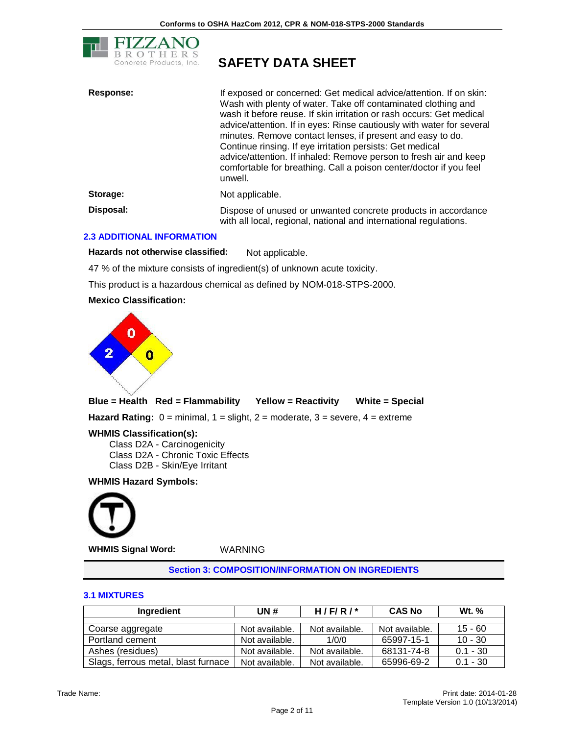**Response:** If exposed or concerned: Get medical advice/attention. If on skin: Wash with plenty of water. Take off contaminated clothing and wash it before reuse. If skin irritation or rash occurs: Get medical advice/attention. If in eyes: Rinse cautiously with water for several minutes. Remove contact lenses, if present and easy to do. Continue rinsing. If eye irritation persists: Get medical advice/attention. If inhaled: Remove person to fresh air and keep comfortable for breathing. Call a poison center/doctor if you feel unwell.

**Storage:** Not applicable.

**Disposal:** Dispose of unused or unwanted concrete products in accordance with all local, regional, national and international regulations.

### 2.3 ADDITIONAL INFORMATION

**Hazards not otherwise classified:** Not applicable.

47 % of the mixture consists of ingredient(s) of unknown acute toxicity.

This product is a hazardous chemical as defined by NOM-018-STPS-2000.

**Mexico Classification:**

Health (Blue): 2; Flammability (Red): 0; Reactivity (Yellow): 0; Special (White): (blank)

**Blue = Health** **Red = Flammability** **Yellow = Reactivity** **White = Special**

**Hazard Rating:** 0 = minimal, 1 = slight, 2 = moderate, 3 = severe, 4 = extreme

**WHMIS Classification(s):**

Class D2A - Carcinogenicity
Class D2A - Chronic Toxic Effects
Class D2B - Skin/Eye Irritant

**WHMIS Hazard Symbols:**

**WHMIS Signal Word:** WARNING

## Section 3: COMPOSITION/INFORMATION ON INGREDIENTS

### 3.1 MIXTURES

| Ingredient | UN # | H / F/ R / * | CAS No | Wt. % |
|---|---|---|---|---|
| Coarse aggregate | Not available. | Not available. | Not available. | 15 - 60 |
| Portland cement | Not available. | 1/0/0 | 65997-15-1 | 10 - 30 |
| Ashes (residues) | Not available. | Not available. | 68131-74-8 | 0.1 - 30 |
| Slags, ferrous metal, blast furnace | Not available. | Not available. | 65996-69-2 | 0.1 - 30 |

Trade Name:

Print date: 2014-01-28
Template Version 1.0 (10/13/2014)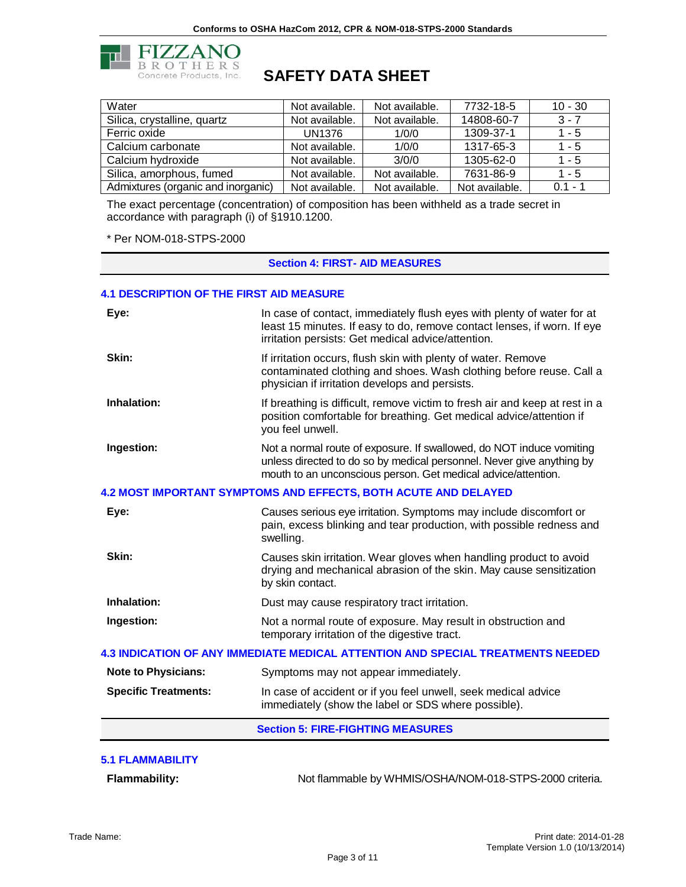| | | | | |
|---|---|---|---|---|
| Water | Not available. | Not available. | 7732-18-5 | 10 - 30 |
| Silica, crystalline, quartz | Not available. | Not available. | 14808-60-7 | 3 - 7 |
| Ferric oxide | UN1376 | 1/0/0 | 1309-37-1 | 1 - 5 |
| Calcium carbonate | Not available. | 1/0/0 | 1317-65-3 | 1 - 5 |
| Calcium hydroxide | Not available. | 3/0/0 | 1305-62-0 | 1 - 5 |
| Silica, amorphous, fumed | Not available. | Not available. | 7631-86-9 | 1 - 5 |
| Admixtures (organic and inorganic) | Not available. | Not available. | Not available. | 0.1 - 1 |

The exact percentage (concentration) of composition has been withheld as a trade secret in accordance with paragraph (i) of §1910.1200.

* Per NOM-018-STPS-2000

## Section 4: FIRST- AID MEASURES

### 4.1 DESCRIPTION OF THE FIRST AID MEASURE

**Eye:** In case of contact, immediately flush eyes with plenty of water for at least 15 minutes. If easy to do, remove contact lenses, if worn. If eye irritation persists: Get medical advice/attention.

**Skin:** If irritation occurs, flush skin with plenty of water. Remove contaminated clothing and shoes. Wash clothing before reuse. Call a physician if irritation develops and persists.

**Inhalation:** If breathing is difficult, remove victim to fresh air and keep at rest in a position comfortable for breathing. Get medical advice/attention if you feel unwell.

**Ingestion:** Not a normal route of exposure. If swallowed, do NOT induce vomiting unless directed to do so by medical personnel. Never give anything by mouth to an unconscious person. Get medical advice/attention.

### 4.2 MOST IMPORTANT SYMPTOMS AND EFFECTS, BOTH ACUTE AND DELAYED

**Eye:** Causes serious eye irritation. Symptoms may include discomfort or pain, excess blinking and tear production, with possible redness and swelling.

**Skin:** Causes skin irritation. Wear gloves when handling product to avoid drying and mechanical abrasion of the skin. May cause sensitization by skin contact.

**Inhalation:** Dust may cause respiratory tract irritation.

**Ingestion:** Not a normal route of exposure. May result in obstruction and temporary irritation of the digestive tract.

### 4.3 INDICATION OF ANY IMMEDIATE MEDICAL ATTENTION AND SPECIAL TREATMENTS NEEDED

**Note to Physicians:** Symptoms may not appear immediately.

**Specific Treatments:** In case of accident or if you feel unwell, seek medical advice immediately (show the label or SDS where possible).

## Section 5: FIRE-FIGHTING MEASURES

### 5.1 FLAMMABILITY

**Flammability:** Not flammable by WHMIS/OSHA/NOM-018-STPS-2000 criteria.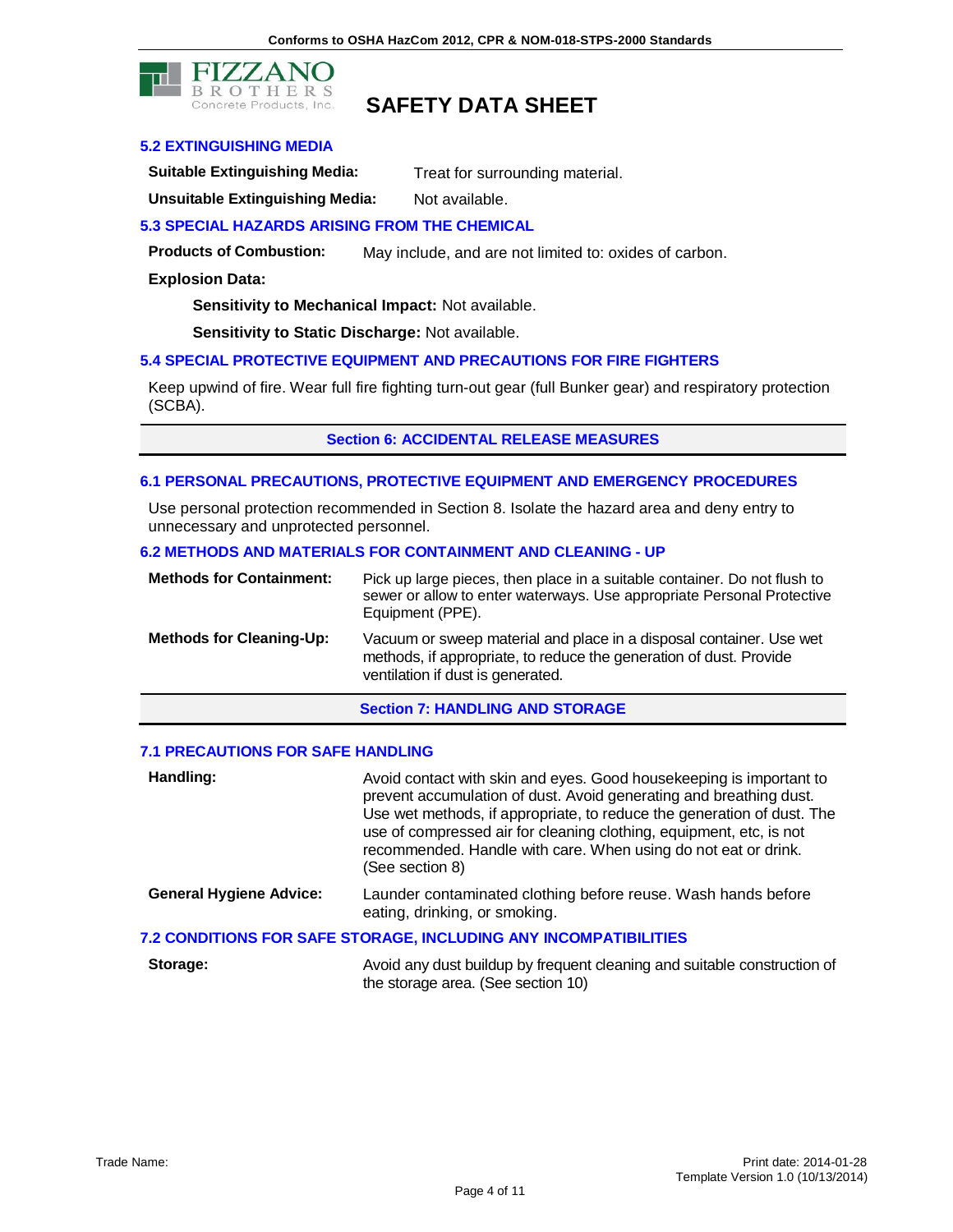### 5.2 EXTINGUISHING MEDIA

**Suitable Extinguishing Media:** Treat for surrounding material.

**Unsuitable Extinguishing Media:** Not available.

### 5.3 SPECIAL HAZARDS ARISING FROM THE CHEMICAL

**Products of Combustion:** May include, and are not limited to: oxides of carbon.

**Explosion Data:**

**Sensitivity to Mechanical Impact:** Not available.

**Sensitivity to Static Discharge:** Not available.

### 5.4 SPECIAL PROTECTIVE EQUIPMENT AND PRECAUTIONS FOR FIRE FIGHTERS

Keep upwind of fire. Wear full fire fighting turn-out gear (full Bunker gear) and respiratory protection (SCBA).

## Section 6: ACCIDENTAL RELEASE MEASURES

### 6.1 PERSONAL PRECAUTIONS, PROTECTIVE EQUIPMENT AND EMERGENCY PROCEDURES

Use personal protection recommended in Section 8. Isolate the hazard area and deny entry to unnecessary and unprotected personnel.

### 6.2 METHODS AND MATERIALS FOR CONTAINMENT AND CLEANING - UP

**Methods for Containment:** Pick up large pieces, then place in a suitable container. Do not flush to sewer or allow to enter waterways. Use appropriate Personal Protective Equipment (PPE).

**Methods for Cleaning-Up:** Vacuum or sweep material and place in a disposal container. Use wet methods, if appropriate, to reduce the generation of dust. Provide ventilation if dust is generated.

## Section 7: HANDLING AND STORAGE

### 7.1 PRECAUTIONS FOR SAFE HANDLING

**Handling:** Avoid contact with skin and eyes. Good housekeeping is important to prevent accumulation of dust. Avoid generating and breathing dust. Use wet methods, if appropriate, to reduce the generation of dust. The use of compressed air for cleaning clothing, equipment, etc, is not recommended. Handle with care. When using do not eat or drink. (See section 8)

**General Hygiene Advice:** Launder contaminated clothing before reuse. Wash hands before eating, drinking, or smoking.

### 7.2 CONDITIONS FOR SAFE STORAGE, INCLUDING ANY INCOMPATIBILITIES

**Storage:** Avoid any dust buildup by frequent cleaning and suitable construction of the storage area. (See section 10)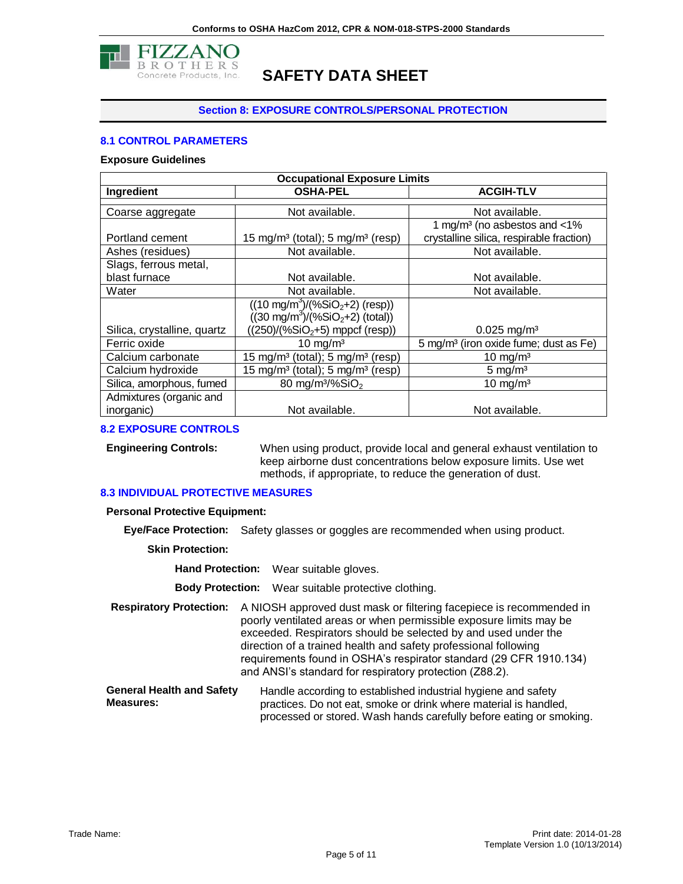# SAFETY DATA SHEET

## Section 8: EXPOSURE CONTROLS/PERSONAL PROTECTION

### 8.1 CONTROL PARAMETERS

**Exposure Guidelines**

| Occupational Exposure Limits | | |
|---|---|---|
| **Ingredient** | **OSHA-PEL** | **ACGIH-TLV** |
| Coarse aggregate | Not available. | Not available. |
| Portland cement | 15 mg/m³ (total); 5 mg/m³ (resp) | 1 mg/m³ (no asbestos and <1% crystalline silica, respirable fraction) |
| Ashes (residues) | Not available. | Not available. |
| Slags, ferrous metal, blast furnace | Not available. | Not available. |
| Water | Not available. | Not available. |
| Silica, crystalline, quartz | ((10 mg/m³)/(% $SiO_2$+2) (resp)) ((30 mg/m³)/(% $SiO_2$+2) (total)) ((250)/(% $SiO_2$+5) mppcf (resp)) | 0.025 mg/m³ |
| Ferric oxide | 10 mg/m³ | 5 mg/m³ (iron oxide fume; dust as Fe) |
| Calcium carbonate | 15 mg/m³ (total); 5 mg/m³ (resp) | 10 mg/m³ |
| Calcium hydroxide | 15 mg/m³ (total); 5 mg/m³ (resp) | 5 mg/m³ |
| Silica, amorphous, fumed | 80 mg/m³/% $SiO_2$ | 10 mg/m³ |
| Admixtures (organic and inorganic) | Not available. | Not available. |

### 8.2 EXPOSURE CONTROLS

**Engineering Controls:** When using product, provide local and general exhaust ventilation to keep airborne dust concentrations below exposure limits. Use wet methods, if appropriate, to reduce the generation of dust.

### 8.3 INDIVIDUAL PROTECTIVE MEASURES

**Personal Protective Equipment:**

**Eye/Face Protection:** Safety glasses or goggles are recommended when using product.

**Skin Protection:**

**Hand Protection:** Wear suitable gloves.

**Body Protection:** Wear suitable protective clothing.

**Respiratory Protection:** A NIOSH approved dust mask or filtering facepiece is recommended in poorly ventilated areas or when permissible exposure limits may be exceeded. Respirators should be selected by and used under the direction of a trained health and safety professional following requirements found in OSHA's respirator standard (29 CFR 1910.134) and ANSI's standard for respiratory protection (Z88.2).

**General Health and Safety Measures:** Handle according to established industrial hygiene and safety practices. Do not eat, smoke or drink where material is handled, processed or stored. Wash hands carefully before eating or smoking.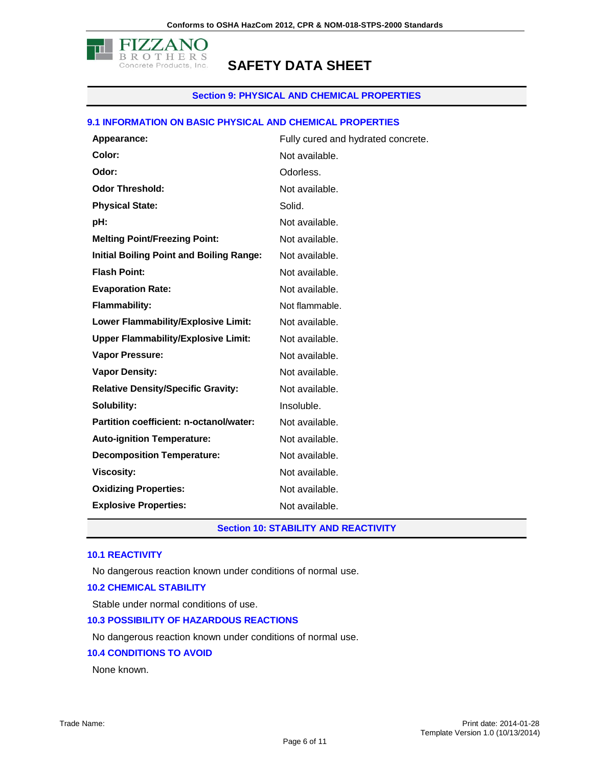## Section 9: PHYSICAL AND CHEMICAL PROPERTIES

### 9.1 INFORMATION ON BASIC PHYSICAL AND CHEMICAL PROPERTIES

| | |
|---|---|
| **Appearance:** | Fully cured and hydrated concrete. |
| **Color:** | Not available. |
| **Odor:** | Odorless. |
| **Odor Threshold:** | Not available. |
| **Physical State:** | Solid. |
| **pH:** | Not available. |
| **Melting Point/Freezing Point:** | Not available. |
| **Initial Boiling Point and Boiling Range:** | Not available. |
| **Flash Point:** | Not available. |
| **Evaporation Rate:** | Not available. |
| **Flammability:** | Not flammable. |
| **Lower Flammability/Explosive Limit:** | Not available. |
| **Upper Flammability/Explosive Limit:** | Not available. |
| **Vapor Pressure:** | Not available. |
| **Vapor Density:** | Not available. |
| **Relative Density/Specific Gravity:** | Not available. |
| **Solubility:** | Insoluble. |
| **Partition coefficient: n-octanol/water:** | Not available. |
| **Auto-ignition Temperature:** | Not available. |
| **Decomposition Temperature:** | Not available. |
| **Viscosity:** | Not available. |
| **Oxidizing Properties:** | Not available. |
| **Explosive Properties:** | Not available. |

## Section 10: STABILITY AND REACTIVITY

### 10.1 REACTIVITY

No dangerous reaction known under conditions of normal use.

### 10.2 CHEMICAL STABILITY

Stable under normal conditions of use.

### 10.3 POSSIBILITY OF HAZARDOUS REACTIONS

No dangerous reaction known under conditions of normal use.

### 10.4 CONDITIONS TO AVOID

None known.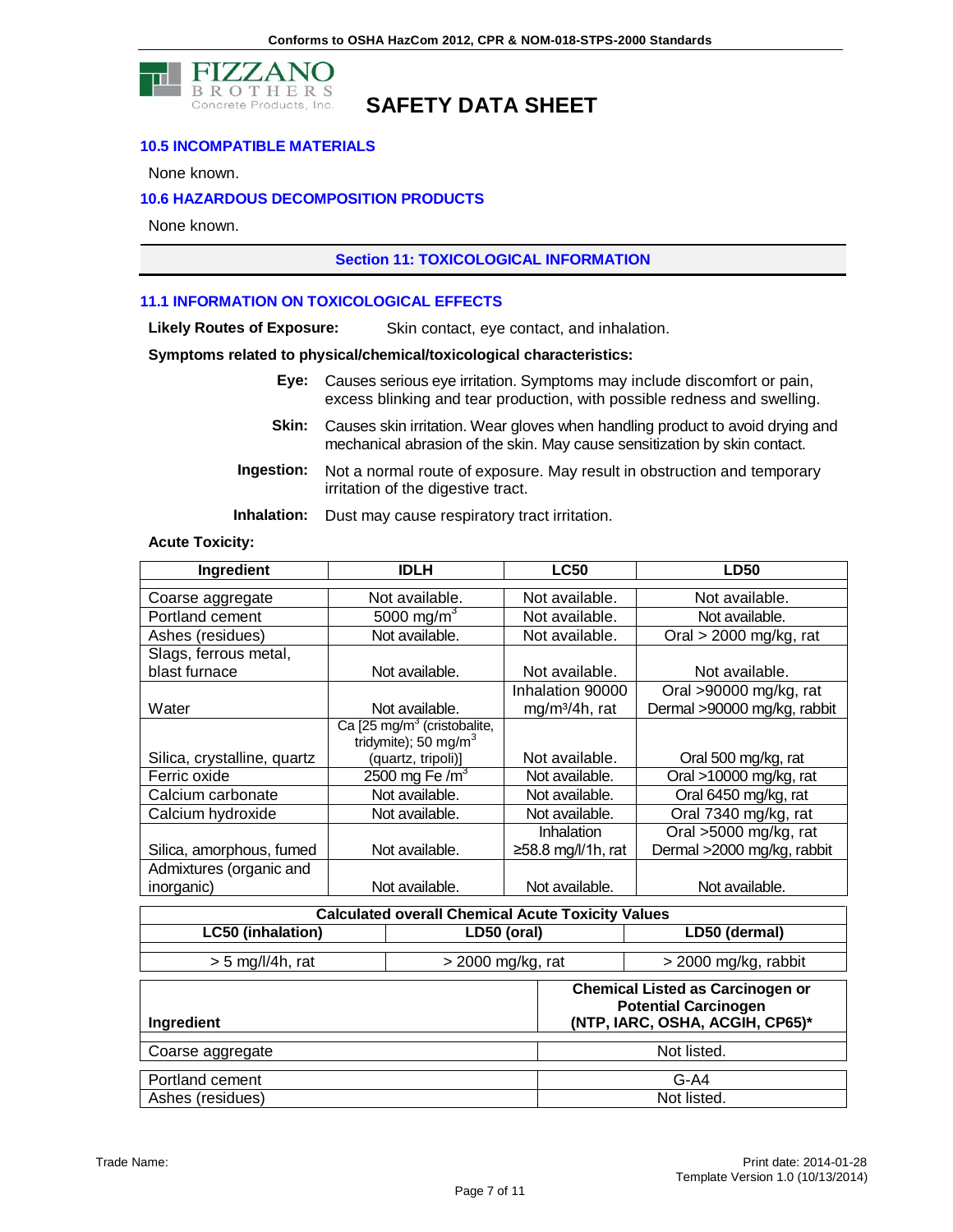### 10.5 INCOMPATIBLE MATERIALS

None known.

### 10.6 HAZARDOUS DECOMPOSITION PRODUCTS

None known.

## Section 11: TOXICOLOGICAL INFORMATION

### 11.1 INFORMATION ON TOXICOLOGICAL EFFECTS

**Likely Routes of Exposure:** Skin contact, eye contact, and inhalation.

**Symptoms related to physical/chemical/toxicological characteristics:**

**Eye:** Causes serious eye irritation. Symptoms may include discomfort or pain, excess blinking and tear production, with possible redness and swelling.

**Skin:** Causes skin irritation. Wear gloves when handling product to avoid drying and mechanical abrasion of the skin. May cause sensitization by skin contact.

**Ingestion:** Not a normal route of exposure. May result in obstruction and temporary irritation of the digestive tract.

**Inhalation:** Dust may cause respiratory tract irritation.

**Acute Toxicity:**

| Ingredient | IDLH | LC50 | LD50 |
|---|---|---|---|
| Coarse aggregate | Not available. | Not available. | Not available. |
| Portland cement | 5000 $mg/m^3$ | Not available. | Not available. |
| Ashes (residues) | Not available. | Not available. | Oral > 2000 mg/kg, rat |
| Slags, ferrous metal, blast furnace | Not available. | Not available. | Not available. |
| Water | Not available. | Inhalation 90000 $mg/m^3$/4h, rat | Oral >90000 mg/kg, rat<br>Dermal >90000 mg/kg, rabbit |
| Silica, crystalline, quartz | Ca [25 $mg/m^3$ (cristobalite, tridymite); 50 $mg/m^3$ (quartz, tripoli)] | Not available. | Oral 500 mg/kg, rat |
| Ferric oxide | 2500 mg Fe /$m^3$ | Not available. | Oral >10000 mg/kg, rat |
| Calcium carbonate | Not available. | Not available. | Oral 6450 mg/kg, rat |
| Calcium hydroxide | Not available. | Not available. | Oral 7340 mg/kg, rat |
| Silica, amorphous, fumed | Not available. | Inhalation ≥58.8 mg/l/1h, rat | Oral >5000 mg/kg, rat<br>Dermal >2000 mg/kg, rabbit |
| Admixtures (organic and inorganic) | Not available. | Not available. | Not available. |

| Calculated overall Chemical Acute Toxicity Values | | |
|---|---|---|
| **LC50 (inhalation)** | **LD50 (oral)** | **LD50 (dermal)** |
| > 5 mg/l/4h, rat | > 2000 mg/kg, rat | > 2000 mg/kg, rabbit |

| Ingredient | Chemical Listed as Carcinogen or Potential Carcinogen (NTP, IARC, OSHA, ACGIH, CP65)* |
|---|---|
| Coarse aggregate | Not listed. |
| Portland cement | G-A4 |
| Ashes (residues) | Not listed. |

Trade Name:

Print date: 2014-01-28
Template Version 1.0 (10/13/2014)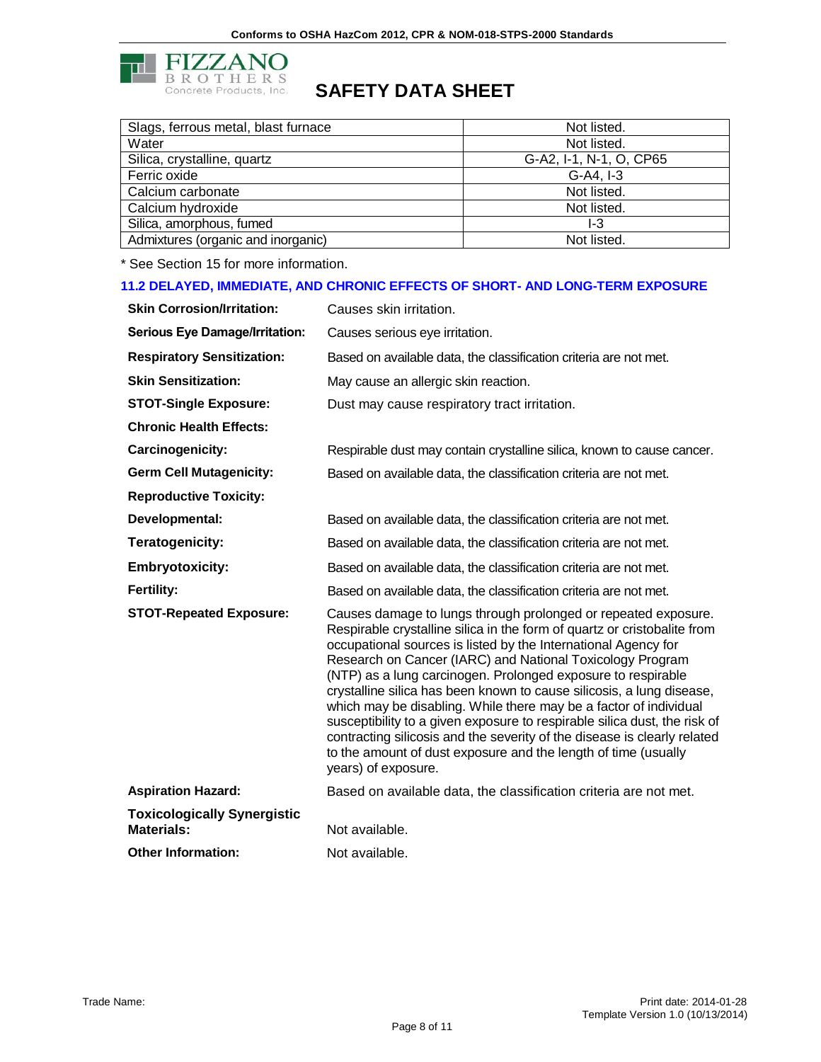| Slags, ferrous metal, blast furnace | Not listed. |
| --- | --- |
| Water | Not listed. |
| Silica, crystalline, quartz | G-A2, I-1, N-1, O, CP65 |
| Ferric oxide | G-A4, I-3 |
| Calcium carbonate | Not listed. |
| Calcium hydroxide | Not listed. |
| Silica, amorphous, fumed | I-3 |
| Admixtures (organic and inorganic) | Not listed. |

* See Section 15 for more information.

### 11.2 DELAYED, IMMEDIATE, AND CHRONIC EFFECTS OF SHORT- AND LONG-TERM EXPOSURE

**Skin Corrosion/Irritation:** Causes skin irritation.

**Serious Eye Damage/Irritation:** Causes serious eye irritation.

**Respiratory Sensitization:** Based on available data, the classification criteria are not met.

**Skin Sensitization:** May cause an allergic skin reaction.

**STOT-Single Exposure:** Dust may cause respiratory tract irritation.

**Chronic Health Effects:**

**Carcinogenicity:** Respirable dust may contain crystalline silica, known to cause cancer.

**Germ Cell Mutagenicity:** Based on available data, the classification criteria are not met.

**Reproductive Toxicity:**

**Developmental:** Based on available data, the classification criteria are not met.

**Teratogenicity:** Based on available data, the classification criteria are not met.

**Embryotoxicity:** Based on available data, the classification criteria are not met.

**Fertility:** Based on available data, the classification criteria are not met.

**STOT-Repeated Exposure:** Causes damage to lungs through prolonged or repeated exposure. Respirable crystalline silica in the form of quartz or cristobalite from occupational sources is listed by the International Agency for Research on Cancer (IARC) and National Toxicology Program (NTP) as a lung carcinogen. Prolonged exposure to respirable crystalline silica has been known to cause silicosis, a lung disease, which may be disabling. While there may be a factor of individual susceptibility to a given exposure to respirable silica dust, the risk of contracting silicosis and the severity of the disease is clearly related to the amount of dust exposure and the length of time (usually years) of exposure.

**Aspiration Hazard:** Based on available data, the classification criteria are not met.

**Toxicologically Synergistic Materials:** Not available.

**Other Information:** Not available.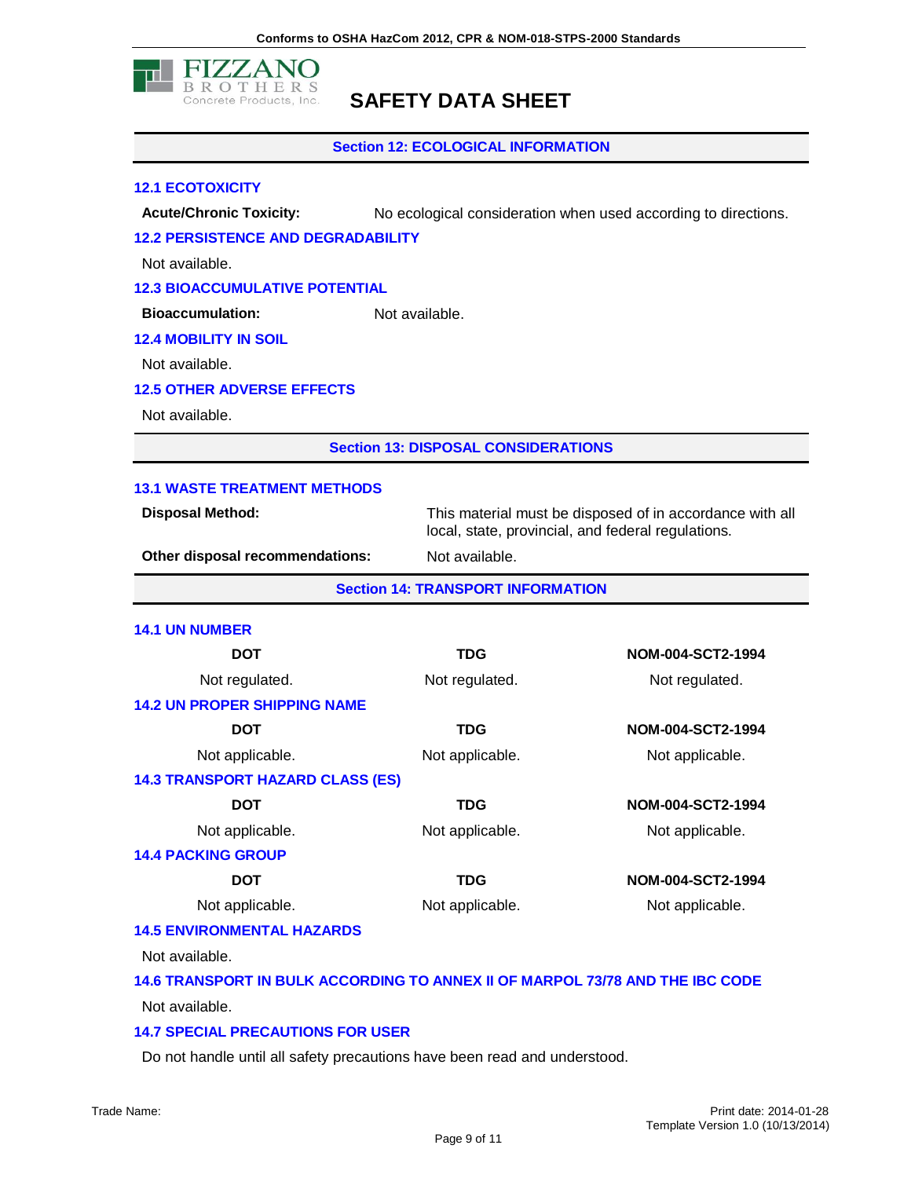## Section 12: ECOLOGICAL INFORMATION

### 12.1 ECOTOXICITY

**Acute/Chronic Toxicity:** No ecological consideration when used according to directions.

### 12.2 PERSISTENCE AND DEGRADABILITY

Not available.

### 12.3 BIOACCUMULATIVE POTENTIAL

**Bioaccumulation:** Not available.

### 12.4 MOBILITY IN SOIL

Not available.

### 12.5 OTHER ADVERSE EFFECTS

Not available.

## Section 13: DISPOSAL CONSIDERATIONS

### 13.1 WASTE TREATMENT METHODS

**Disposal Method:** This material must be disposed of in accordance with all local, state, provincial, and federal regulations.

**Other disposal recommendations:** Not available.

## Section 14: TRANSPORT INFORMATION

### 14.1 UN NUMBER

| DOT | TDG | NOM-004-SCT2-1994 |
|---|---|---|
| Not regulated. | Not regulated. | Not regulated. |

### 14.2 UN PROPER SHIPPING NAME

| DOT | TDG | NOM-004-SCT2-1994 |
|---|---|---|
| Not applicable. | Not applicable. | Not applicable. |

### 14.3 TRANSPORT HAZARD CLASS (ES)

| DOT | TDG | NOM-004-SCT2-1994 |
|---|---|---|
| Not applicable. | Not applicable. | Not applicable. |

### 14.4 PACKING GROUP

| DOT | TDG | NOM-004-SCT2-1994 |
|---|---|---|
| Not applicable. | Not applicable. | Not applicable. |

### 14.5 ENVIRONMENTAL HAZARDS

Not available.

### 14.6 TRANSPORT IN BULK ACCORDING TO ANNEX II OF MARPOL 73/78 AND THE IBC CODE

Not available.

### 14.7 SPECIAL PRECAUTIONS FOR USER

Do not handle until all safety precautions have been read and understood.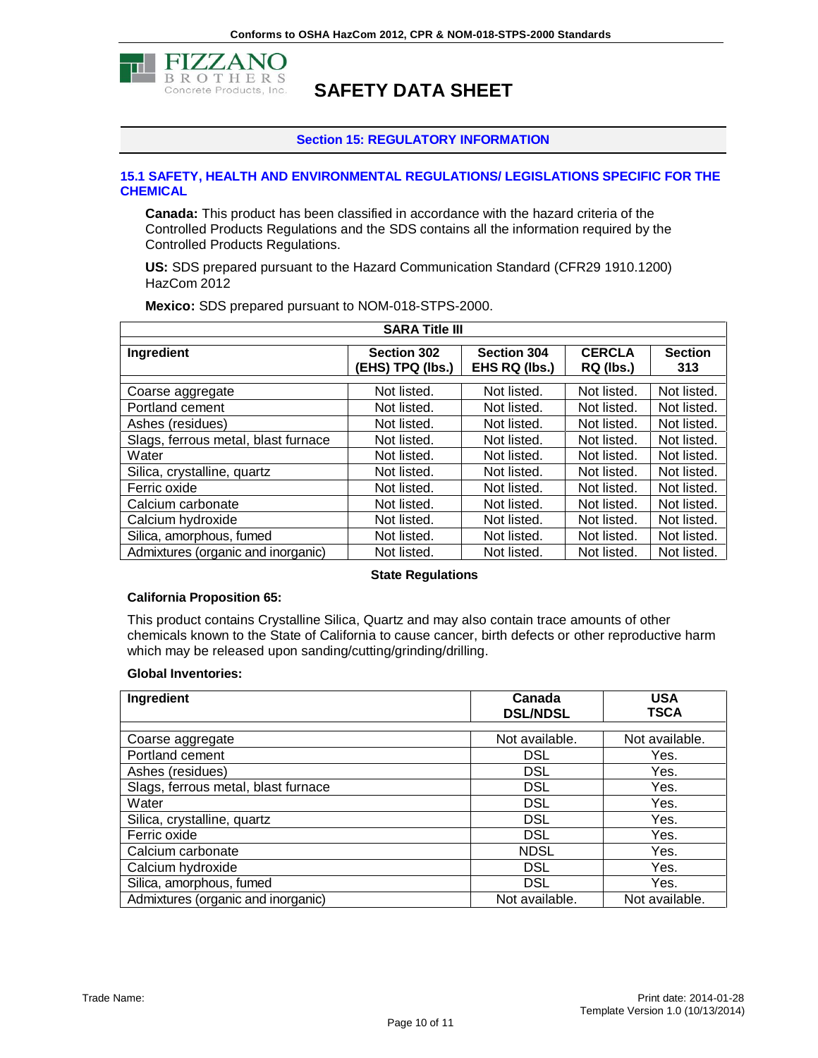## Section 15: REGULATORY INFORMATION

### 15.1 SAFETY, HEALTH AND ENVIRONMENTAL REGULATIONS/ LEGISLATIONS SPECIFIC FOR THE CHEMICAL

**Canada:** This product has been classified in accordance with the hazard criteria of the Controlled Products Regulations and the SDS contains all the information required by the Controlled Products Regulations.

**US:** SDS prepared pursuant to the Hazard Communication Standard (CFR29 1910.1200) HazCom 2012

**Mexico:** SDS prepared pursuant to NOM-018-STPS-2000.

**SARA Title III**

| Ingredient | Section 302 (EHS) TPQ (lbs.) | Section 304 EHS RQ (lbs.) | CERCLA RQ (lbs.) | Section 313 |
|---|---|---|---|---|
| Coarse aggregate | Not listed. | Not listed. | Not listed. | Not listed. |
| Portland cement | Not listed. | Not listed. | Not listed. | Not listed. |
| Ashes (residues) | Not listed. | Not listed. | Not listed. | Not listed. |
| Slags, ferrous metal, blast furnace | Not listed. | Not listed. | Not listed. | Not listed. |
| Water | Not listed. | Not listed. | Not listed. | Not listed. |
| Silica, crystalline, quartz | Not listed. | Not listed. | Not listed. | Not listed. |
| Ferric oxide | Not listed. | Not listed. | Not listed. | Not listed. |
| Calcium carbonate | Not listed. | Not listed. | Not listed. | Not listed. |
| Calcium hydroxide | Not listed. | Not listed. | Not listed. | Not listed. |
| Silica, amorphous, fumed | Not listed. | Not listed. | Not listed. | Not listed. |
| Admixtures (organic and inorganic) | Not listed. | Not listed. | Not listed. | Not listed. |

**State Regulations**

**California Proposition 65:**

This product contains Crystalline Silica, Quartz and may also contain trace amounts of other chemicals known to the State of California to cause cancer, birth defects or other reproductive harm which may be released upon sanding/cutting/grinding/drilling.

**Global Inventories:**

| Ingredient | Canada DSL/NDSL | USA TSCA |
|---|---|---|
| Coarse aggregate | Not available. | Not available. |
| Portland cement | DSL | Yes. |
| Ashes (residues) | DSL | Yes. |
| Slags, ferrous metal, blast furnace | DSL | Yes. |
| Water | DSL | Yes. |
| Silica, crystalline, quartz | DSL | Yes. |
| Ferric oxide | DSL | Yes. |
| Calcium carbonate | NDSL | Yes. |
| Calcium hydroxide | DSL | Yes. |
| Silica, amorphous, fumed | DSL | Yes. |
| Admixtures (organic and inorganic) | Not available. | Not available. |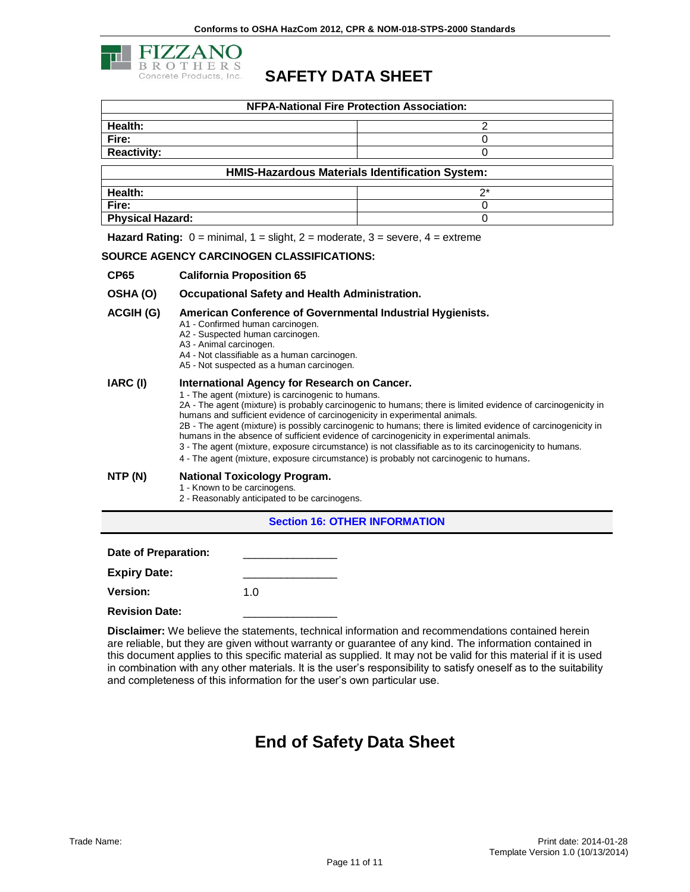# SAFETY DATA SHEET

| NFPA-National Fire Protection Association: | |
|---|---|
| **Health:** | 2 |
| **Fire:** | 0 |
| **Reactivity:** | 0 |

| HMIS-Hazardous Materials Identification System: | |
|---|---|
| **Health:** | 2* |
| **Fire:** | 0 |
| **Physical Hazard:** | 0 |

**Hazard Rating:** 0 = minimal, 1 = slight, 2 = moderate, 3 = severe, 4 = extreme

**SOURCE AGENCY CARCINOGEN CLASSIFICATIONS:**

**CP65** — **California Proposition 65**

**OSHA (O)** — **Occupational Safety and Health Administration.**

**ACGIH (G)** — **American Conference of Governmental Industrial Hygienists.**
- A1 - Confirmed human carcinogen.
- A2 - Suspected human carcinogen.
- A3 - Animal carcinogen.
- A4 - Not classifiable as a human carcinogen.
- A5 - Not suspected as a human carcinogen.

**IARC (I)** — **International Agency for Research on Cancer.**
- 1 - The agent (mixture) is carcinogenic to humans.
- 2A - The agent (mixture) is probably carcinogenic to humans; there is limited evidence of carcinogenicity in humans and sufficient evidence of carcinogenicity in experimental animals.
- 2B - The agent (mixture) is possibly carcinogenic to humans; there is limited evidence of carcinogenicity in humans in the absence of sufficient evidence of carcinogenicity in experimental animals.
- 3 - The agent (mixture, exposure circumstance) is not classifiable as to its carcinogenicity to humans.
- 4 - The agent (mixture, exposure circumstance) is probably not carcinogenic to humans.

**NTP (N)** — **National Toxicology Program.**
- 1 - Known to be carcinogens.
- 2 - Reasonably anticipated to be carcinogens.

## Section 16: OTHER INFORMATION

**Date of Preparation:** _______________

**Expiry Date:** _______________

**Version:** 1.0

**Revision Date:** _______________

**Disclaimer:** We believe the statements, technical information and recommendations contained herein are reliable, but they are given without warranty or guarantee of any kind. The information contained in this document applies to this specific material as supplied. It may not be valid for this material if it is used in combination with any other materials. It is the user's responsibility to satisfy oneself as to the suitability and completeness of this information for the user's own particular use.

# End of Safety Data Sheet